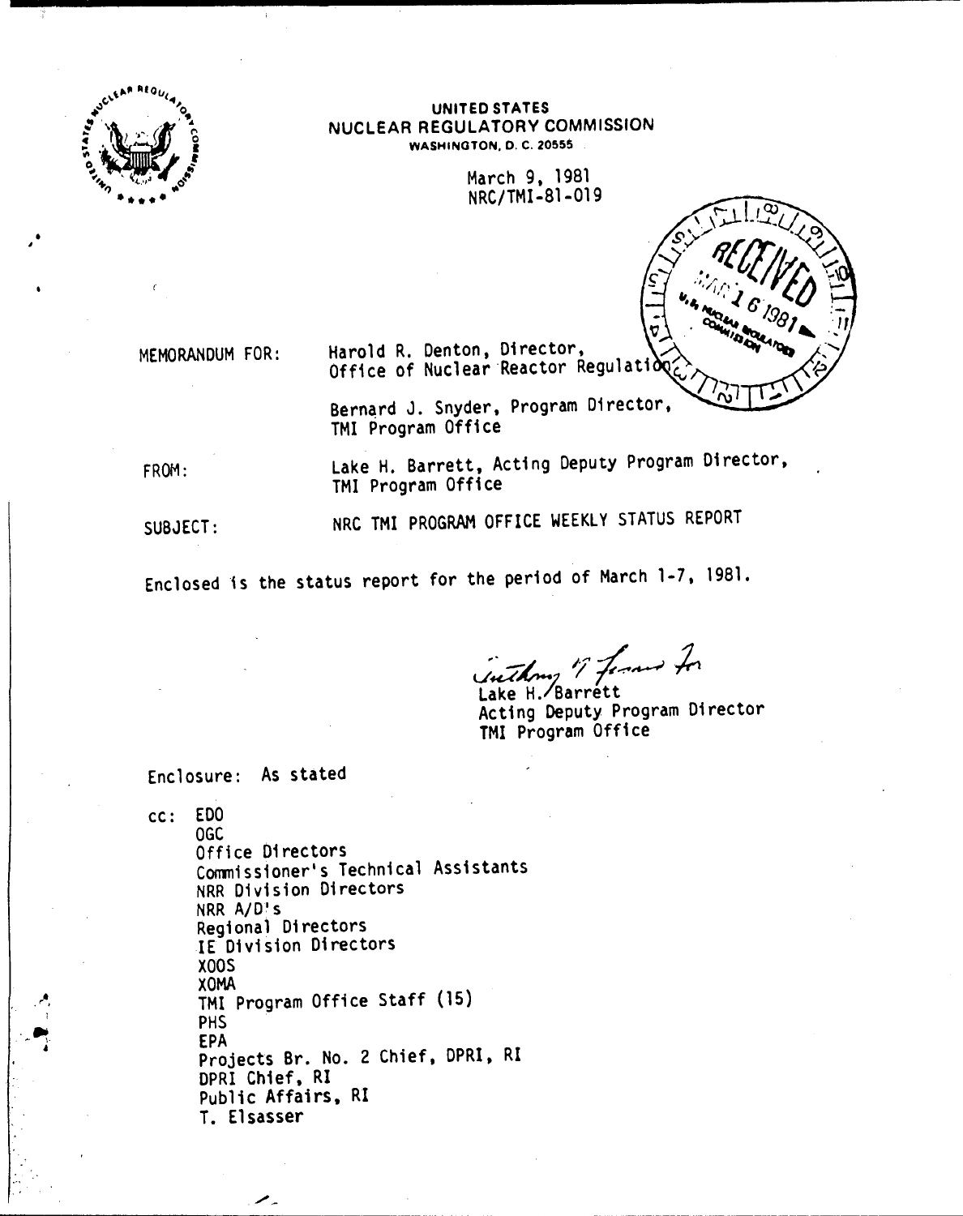UNITED STATES
NUCLEAR REGULATORY COMMISSION
WASHINGTON, D. C. 20555

March 9, 1981
NRC/TMI-81-019

RECEIVED MAR 16 1981 U.S. NUCLEAR REGULATORY COMMISSION

MEMORANDUM FOR: Harold R. Denton, Director, Office of Nuclear Reactor Regulation

Bernard J. Snyder, Program Director, TMI Program Office

FROM: Lake H. Barrett, Acting Deputy Program Director, TMI Program Office

SUBJECT: NRC TMI PROGRAM OFFICE WEEKLY STATUS REPORT

Enclosed is the status report for the period of March 1-7, 1981.

Anthony ? for
Lake H. Barrett
Acting Deputy Program Director
TMI Program Office

Enclosure: As stated

cc: EDO
OGC
Office Directors
Commissioner's Technical Assistants
NRR Division Directors
NRR A/D's
Regional Directors
IE Division Directors
XOOS
XOMA
TMI Program Office Staff (15)
PHS
EPA
Projects Br. No. 2 Chief, DPRI, RI
DPRI Chief, RI
Public Affairs, RI
T. Elsasser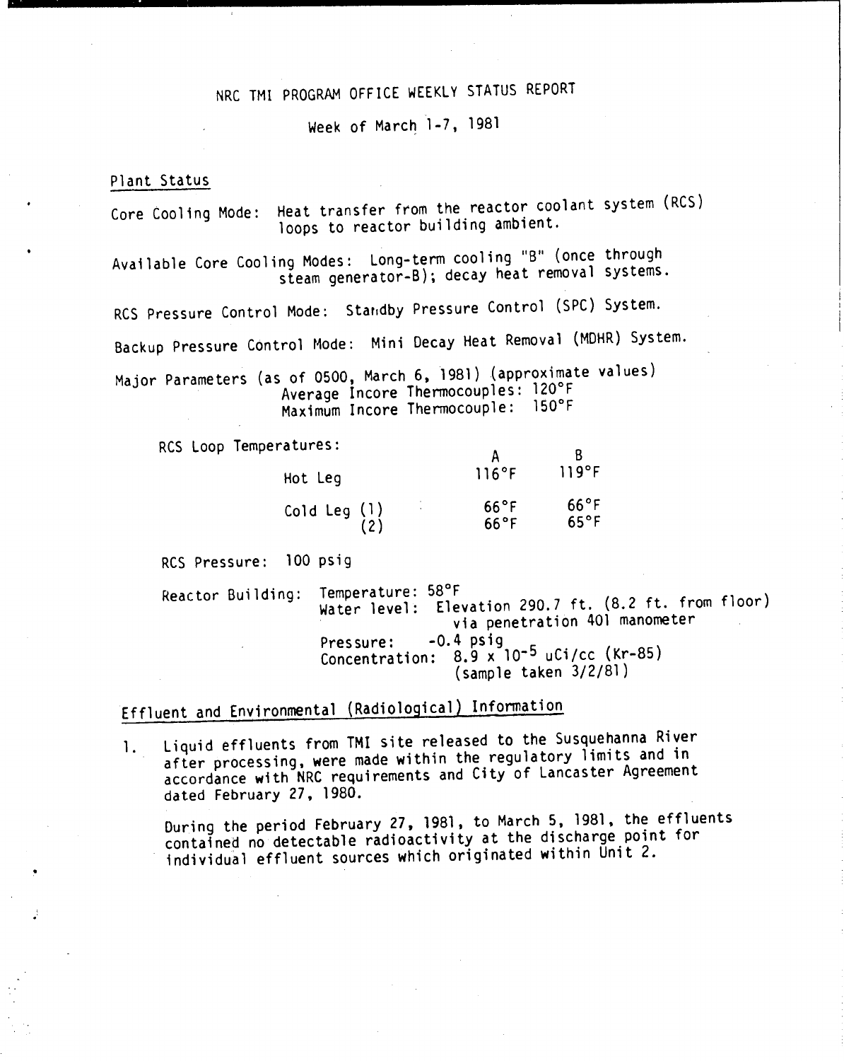# NRC TMI PROGRAM OFFICE WEEKLY STATUS REPORT

Week of March 1-7, 1981

## Plant Status

Core Cooling Mode: Heat transfer from the reactor coolant system (RCS) loops to reactor building ambient.

Available Core Cooling Modes: Long-term cooling "B" (once through steam generator-B); decay heat removal systems.

RCS Pressure Control Mode: Standby Pressure Control (SPC) System.

Backup Pressure Control Mode: Mini Decay Heat Removal (MDHR) System.

Major Parameters (as of 0500, March 6, 1981) (approximate values)
Average Incore Thermocouples: 120°F
Maximum Incore Thermocouple: 150°F

RCS Loop Temperatures:

| | A | B |
|---|---|---|
| Hot Leg | 116°F | 119°F |
| Cold Leg (1) | 66°F | 66°F |
| (2) | 66°F | 65°F |

RCS Pressure: 100 psig

Reactor Building:
Temperature: 58°F
Water level: Elevation 290.7 ft. (8.2 ft. from floor) via penetration 401 manometer
Pressure: -0.4 psig
Concentration: $8.9 \times 10^{-5}$ uCi/cc (Kr-85) (sample taken 3/2/81)

## Effluent and Environmental (Radiological) Information

1. Liquid effluents from TMI site released to the Susquehanna River after processing, were made within the regulatory limits and in accordance with NRC requirements and City of Lancaster Agreement dated February 27, 1980.

   During the period February 27, 1981, to March 5, 1981, the effluents contained no detectable radioactivity at the discharge point for individual effluent sources which originated within Unit 2.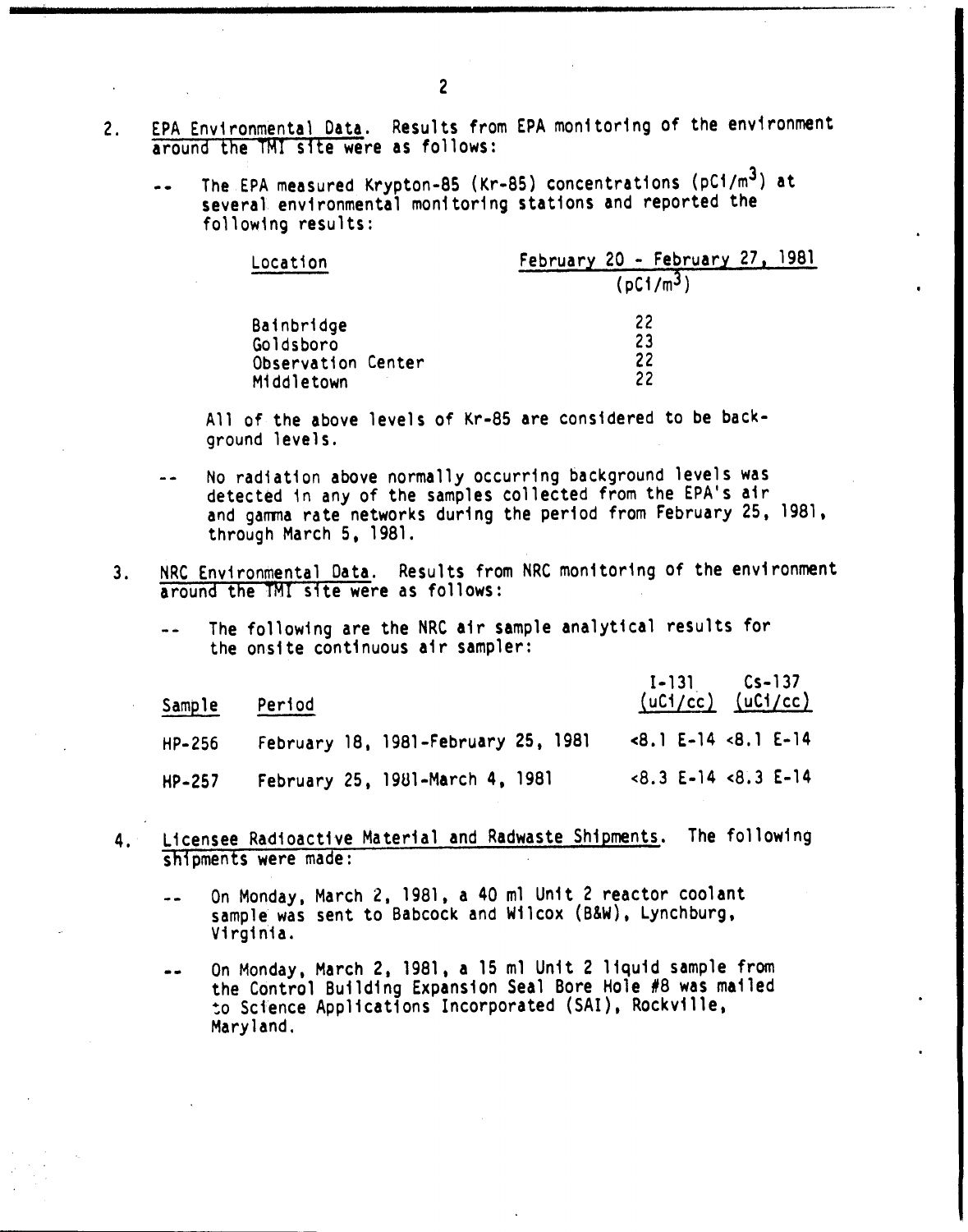2. <u>EPA Environmental Data</u>. Results from EPA monitoring of the environment around the TMI site were as follows:

   -- The EPA measured Krypton-85 (Kr-85) concentrations ($pCi/m^3$) at several environmental monitoring stations and reported the following results:

   | Location | February 20 - February 27, 1981 ($pCi/m^3$) |
   |---|---|
   | Bainbridge | 22 |
   | Goldsboro | 23 |
   | Observation Center | 22 |
   | Middletown | 22 |

   All of the above levels of Kr-85 are considered to be background levels.

   -- No radiation above normally occurring background levels was detected in any of the samples collected from the EPA's air and gamma rate networks during the period from February 25, 1981, through March 5, 1981.

3. <u>NRC Environmental Data</u>. Results from NRC monitoring of the environment around the TMI site were as follows:

   -- The following are the NRC air sample analytical results for the onsite continuous air sampler:

   | Sample | Period | I-131 (uCi/cc) | Cs-137 (uCi/cc) |
   |---|---|---|---|
   | HP-256 | February 18, 1981-February 25, 1981 | <8.1 E-14 | <8.1 E-14 |
   | HP-257 | February 25, 1981-March 4, 1981 | <8.3 E-14 | <8.3 E-14 |

4. <u>Licensee Radioactive Material and Radwaste Shipments</u>. The following shipments were made:

   -- On Monday, March 2, 1981, a 40 ml Unit 2 reactor coolant sample was sent to Babcock and Wilcox (B&W), Lynchburg, Virginia.

   -- On Monday, March 2, 1981, a 15 ml Unit 2 liquid sample from the Control Building Expansion Seal Bore Hole #8 was mailed to Science Applications Incorporated (SAI), Rockville, Maryland.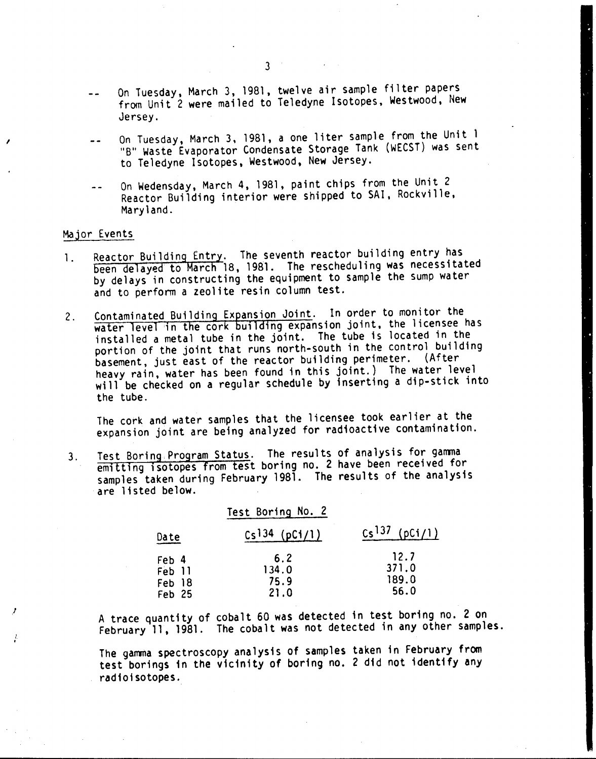-- On Tuesday, March 3, 1981, twelve air sample filter papers from Unit 2 were mailed to Teledyne Isotopes, Westwood, New Jersey.

-- On Tuesday, March 3, 1981, a one liter sample from the Unit 1 "B" Waste Evaporator Condensate Storage Tank (WECST) was sent to Teledyne Isotopes, Westwood, New Jersey.

-- On Wedensday, March 4, 1981, paint chips from the Unit 2 Reactor Building interior were shipped to SAI, Rockville, Maryland.

## Major Events

1. Reactor Building Entry. The seventh reactor building entry has been delayed to March 18, 1981. The rescheduling was necessitated by delays in constructing the equipment to sample the sump water and to perform a zeolite resin column test.

2. Contaminated Building Expansion Joint. In order to monitor the water level in the cork building expansion joint, the licensee has installed a metal tube in the joint. The tube is located in the portion of the joint that runs north-south in the control building basement, just east of the reactor building perimeter. (After heavy rain, water has been found in this joint.) The water level will be checked on a regular schedule by inserting a dip-stick into the tube.

   The cork and water samples that the licensee took earlier at the expansion joint are being analyzed for radioactive contamination.

3. Test Boring Program Status. The results of analysis for gamma emitting isotopes from test boring no. 2 have been received for samples taken during February 1981. The results of the analysis are listed below.

   Test Boring No. 2

   | Date | $Cs^{134}$ (pCi/l) | $Cs^{137}$ (pCi/l) |
   |---|---|---|
   | Feb 4 | 6.2 | 12.7 |
   | Feb 11 | 134.0 | 371.0 |
   | Feb 18 | 75.9 | 189.0 |
   | Feb 25 | 21.0 | 56.0 |

   A trace quantity of cobalt 60 was detected in test boring no. 2 on February 11, 1981. The cobalt was not detected in any other samples.

   The gamma spectroscopy analysis of samples taken in February from test borings in the vicinity of boring no. 2 did not identify any radioisotopes.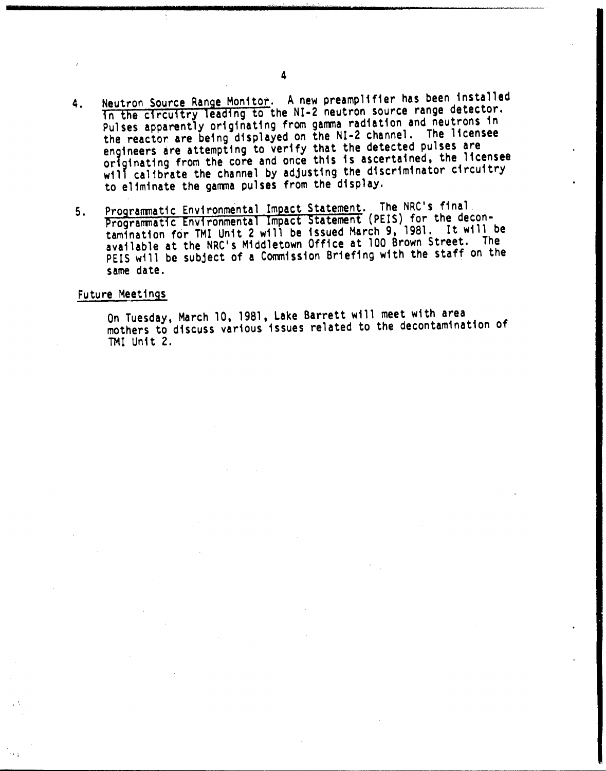4. <u>Neutron Source Range Monitor</u>. A new preamplifier has been installed in the circuitry leading to the NI-2 neutron source range detector. Pulses apparently originating from gamma radiation and neutrons in the reactor are being displayed on the NI-2 channel. The licensee engineers are attempting to verify that the detected pulses are originating from the core and once this is ascertained, the licensee will calibrate the channel by adjusting the discriminator circuitry to eliminate the gamma pulses from the display.

5. <u>Programmatic Environmental Impact Statement</u>. The NRC's final Programmatic Environmental Impact Statement (PEIS) for the decontamination for TMI Unit 2 will be issued March 9, 1981. It will be available at the NRC's Middletown Office at 100 Brown Street. The PEIS will be subject of a Commission Briefing with the staff on the same date.

## Future Meetings

On Tuesday, March 10, 1981, Lake Barrett will meet with area mothers to discuss various issues related to the decontamination of TMI Unit 2.